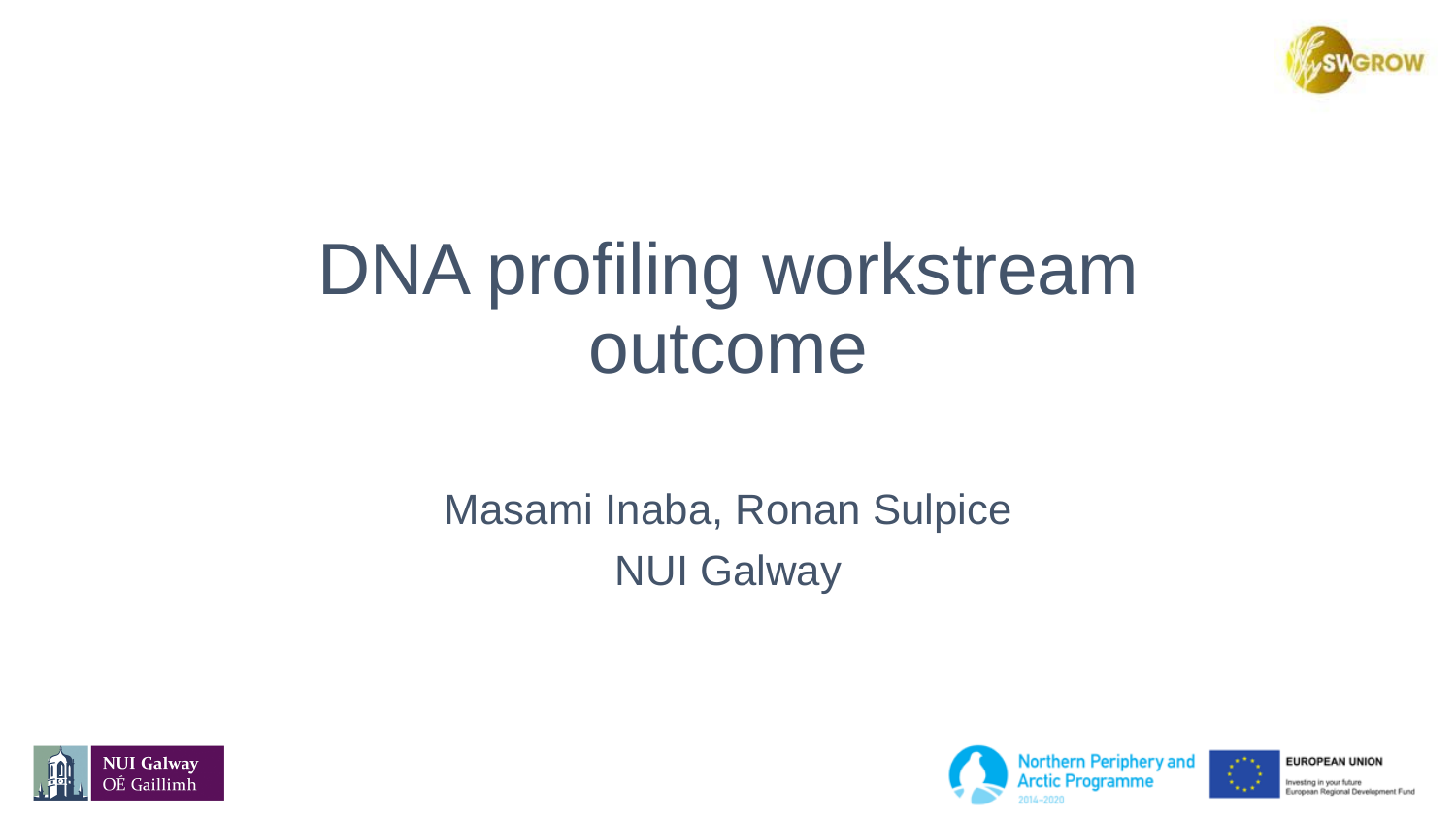# DNA profiling workstream outcome

Masami Inaba, Ronan Sulpice

NUI Galway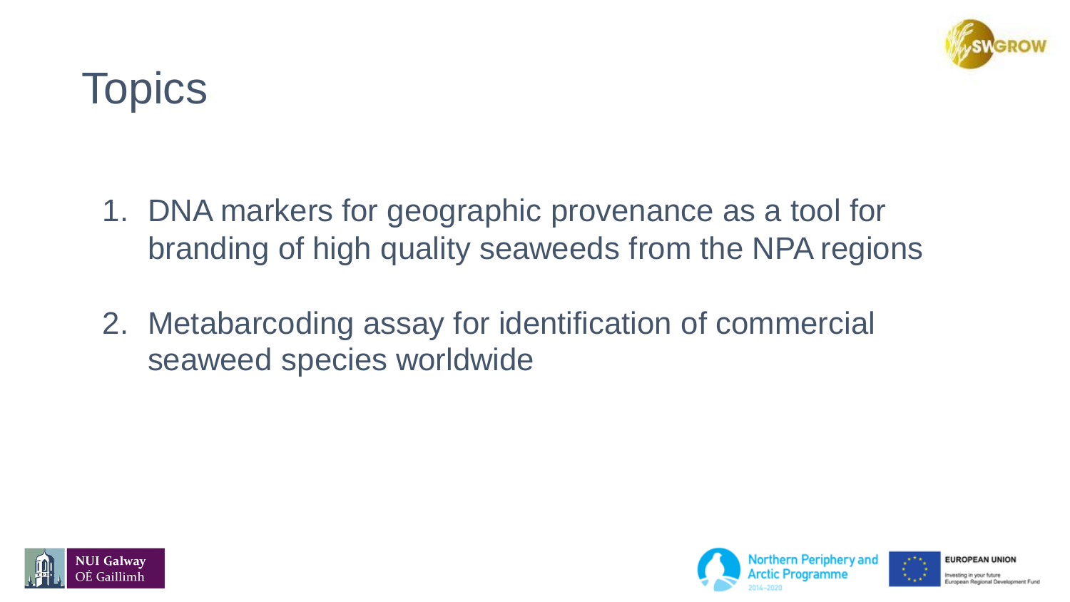# Topics

1. DNA markers for geographic provenance as a tool for branding of high quality seaweeds from the NPA regions

2. Metabarcoding assay for identification of commercial seaweed species worldwide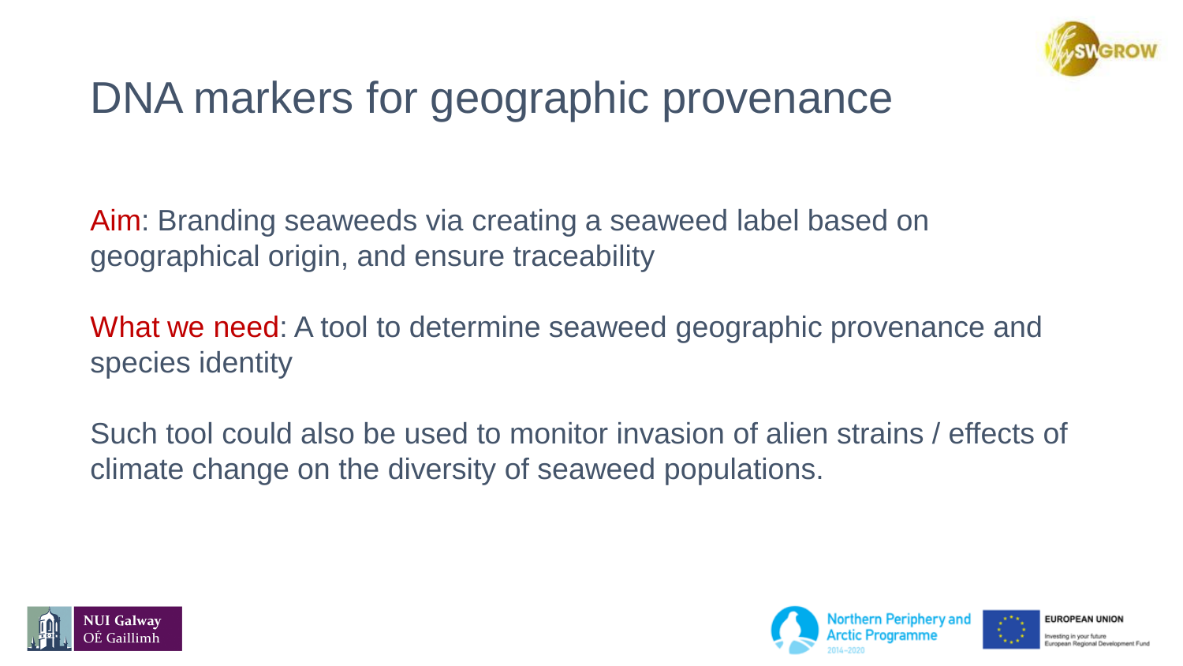# DNA markers for geographic provenance

Aim: Branding seaweeds via creating a seaweed label based on geographical origin, and ensure traceability

What we need: A tool to determine seaweed geographic provenance and species identity

Such tool could also be used to monitor invasion of alien strains / effects of climate change on the diversity of seaweed populations.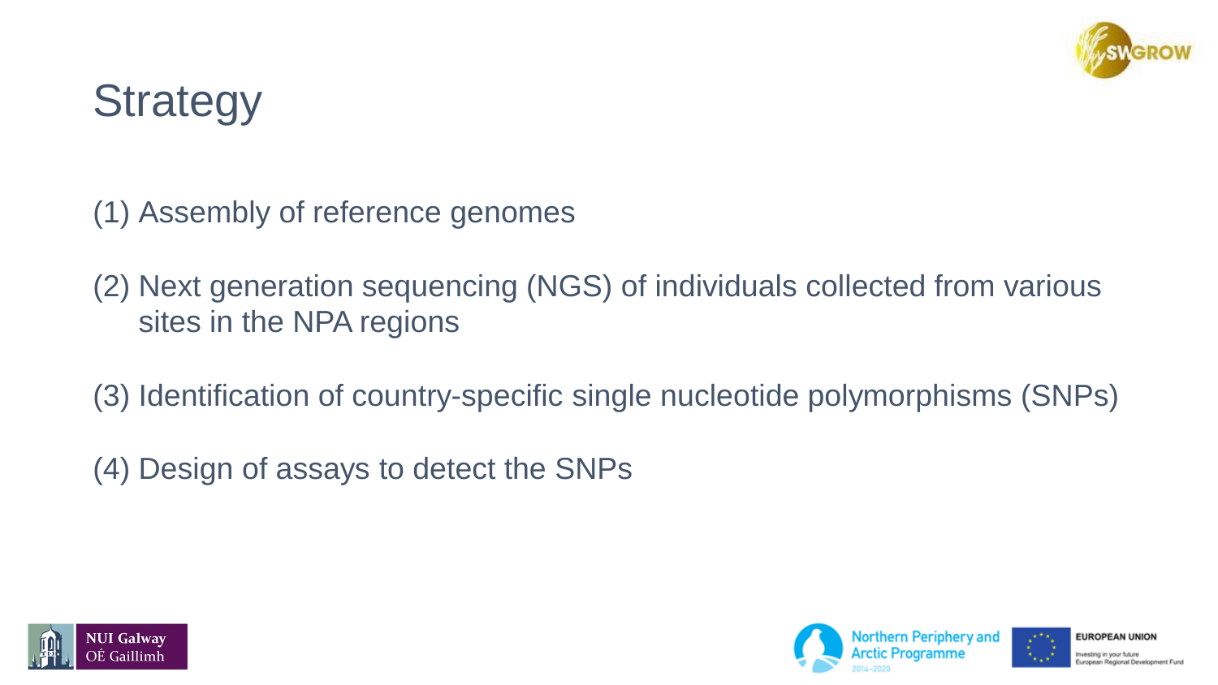# Strategy

(1) Assembly of reference genomes

(2) Next generation sequencing (NGS) of individuals collected from various sites in the NPA regions

(3) Identification of country-specific single nucleotide polymorphisms (SNPs)

(4) Design of assays to detect the SNPs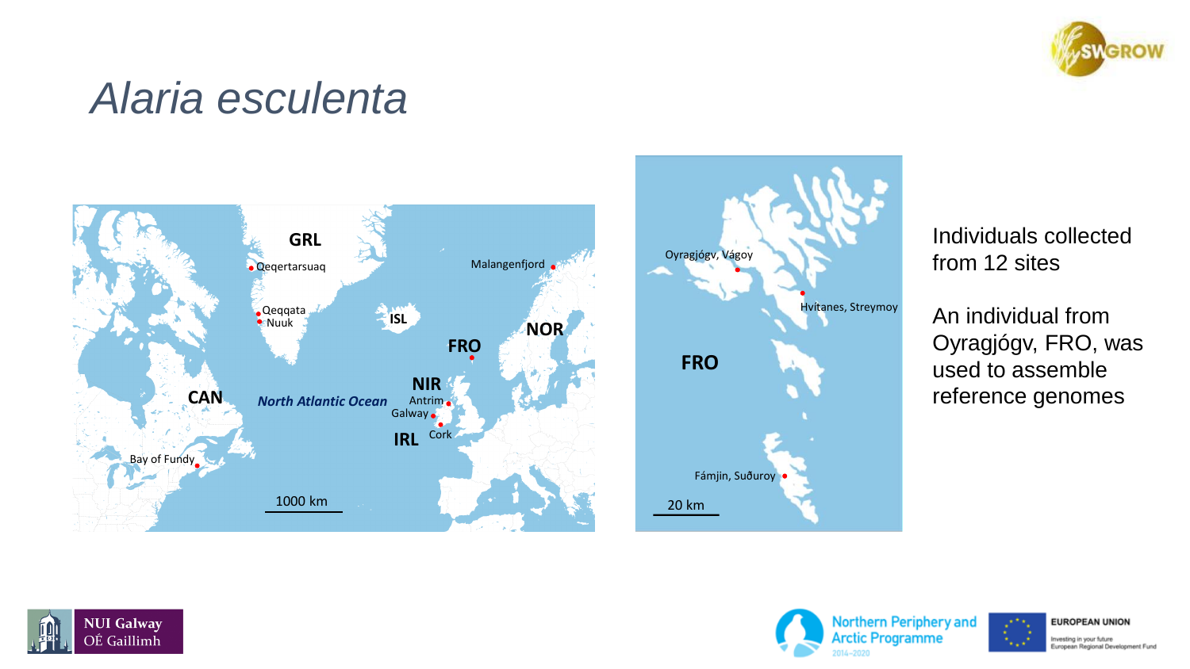# *Alaria esculenta*

Individuals collected from 12 sites

An individual from Oyragjógv, FRO, was used to assemble reference genomes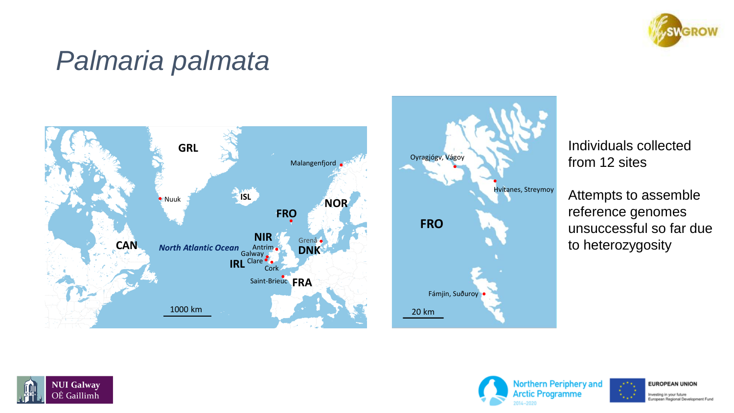# *Palmaria palmata*

GRL

Nuuk

ISL

Malangenfjord

NOR

FRO

CAN

North Atlantic Ocean

NIR

Antrim

Galway

Clare

Cork

IRL

Grenå

DNK

Saint-Brieuc

FRA

1000 km

Oyragjógv, Vágoy

Hvítanes, Streymoy

FRO

Fámjin, Suðuroy

20 km

Individuals collected from 12 sites

Attempts to assemble reference genomes unsuccessful so far due to heterozygosity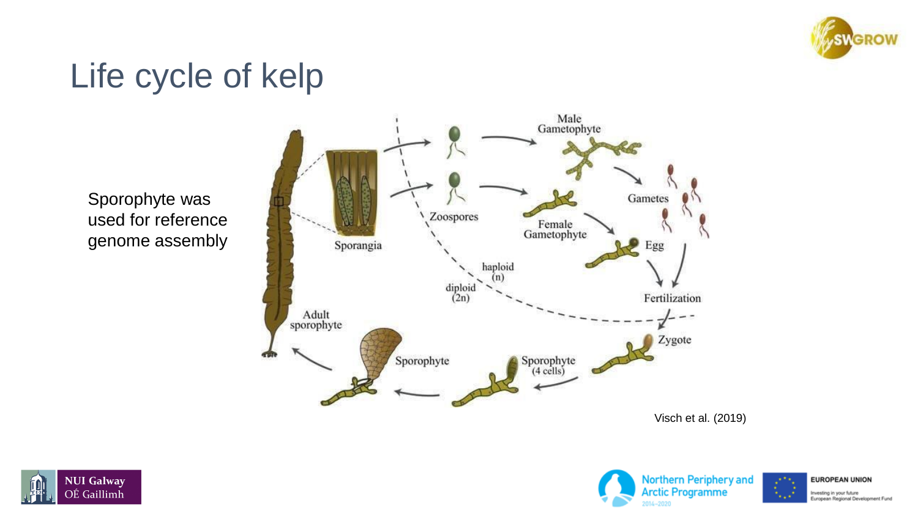# Life cycle of kelp

Sporophyte was used for reference genome assembly

Male Gametophyte

Gametes

Zoospores

Female Gametophyte

Egg

Sporangia

haploid (n)

diploid (2n)

Fertilization

Adult sporophyte

Zygote

Sporophyte

Sporophyte (4 cells)

Visch et al. (2019)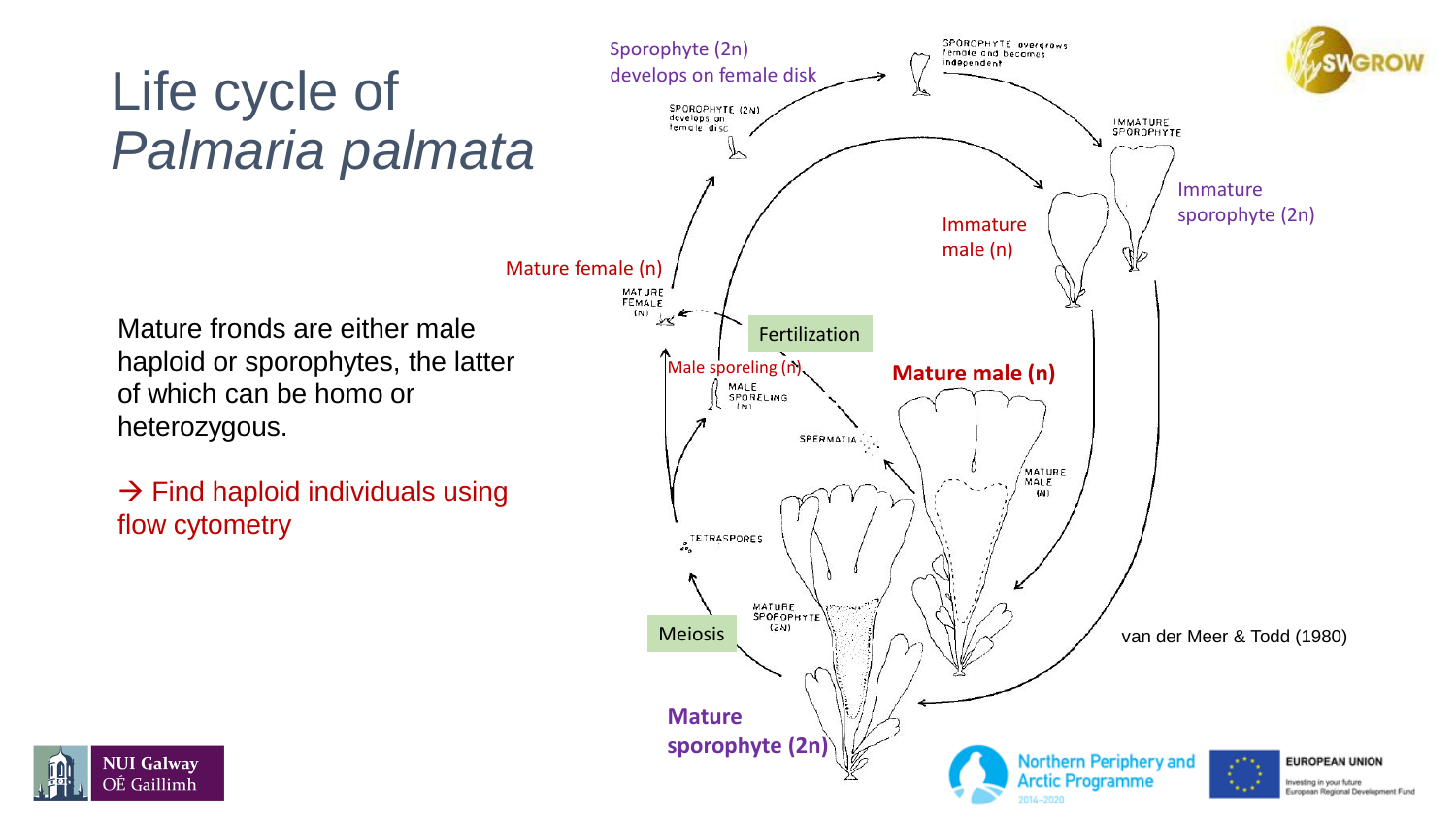# Life cycle of *Palmaria palmata*

Mature fronds are either male haploid or sporophytes, the latter of which can be homo or heterozygous.

→ Find haploid individuals using flow cytometry

Sporophyte (2n) develops on female disk

Immature sporophyte (2n)

Immature male (n)

Mature female (n)

Fertilization

Male sporeling (n)

**Mature male (n)**

Meiosis

**Mature sporophyte (2n)**

van der Meer & Todd (1980)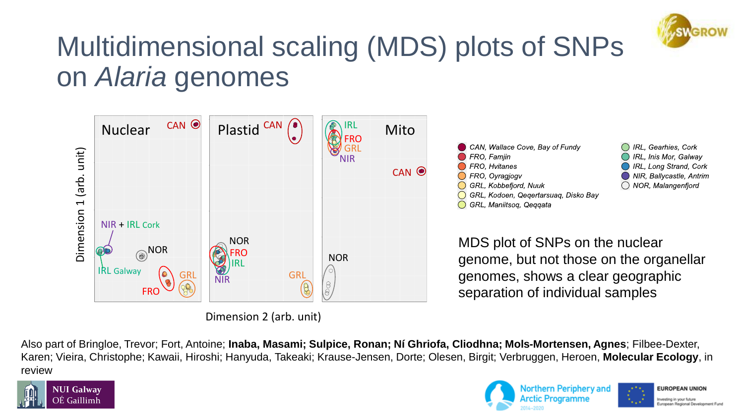# Multidimensional scaling (MDS) plots of SNPs on *Alaria* genomes

Nuclear | Plastid | Mito

Dimension 1 (arb. unit)

Dimension 2 (arb. unit)

- CAN, Wallace Cove, Bay of Fundy
- FRO, Famjin
- FRO, Hvitanes
- FRO, Oyragjogv
- GRL, Kobbefjord, Nuuk
- GRL, Kodoen, Qeqertarsuaq, Disko Bay
- GRL, Maniitsoq, Qeqqata
- IRL, Gearhies, Cork
- IRL, Inis Mor, Galway
- IRL, Long Strand, Cork
- NIR, Ballycastle, Antrim
- NOR, Malangenfjord

MDS plot of SNPs on the nuclear genome, but not those on the organellar genomes, shows a clear geographic separation of individual samples

Also part of Bringloe, Trevor; Fort, Antoine; **Inaba, Masami; Sulpice, Ronan; Ní Ghriofa, Cliodhna; Mols-Mortensen, Agnes**; Filbee-Dexter, Karen; Vieira, Christophe; Kawaii, Hiroshi; Hanyuda, Takeaki; Krause-Jensen, Dorte; Olesen, Birgit; Verbruggen, Heroen, **Molecular Ecology**, in review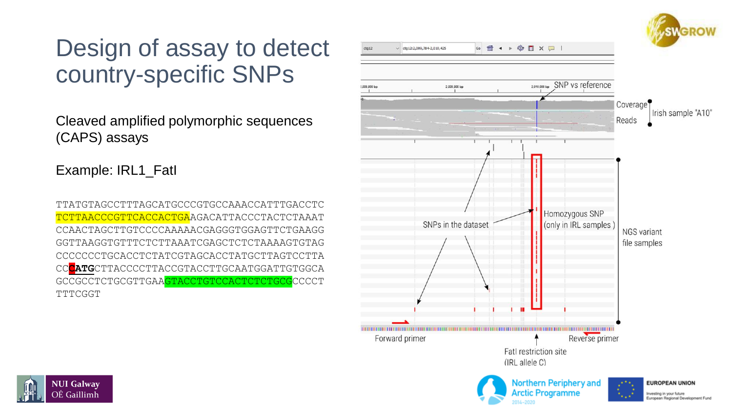# Design of assay to detect country-specific SNPs

Cleaved amplified polymorphic sequences (CAPS) assays

Example: IRL1_FatI

```
TTATGTAGCCTTTAGCATGCCCGTGCCAAACCATTTGACCTC
TCTTAACCCGTTCACCACTGAAGACATTACCCTACTCTAAAT
CCAACTAGCTTGTCCCCAAAAACGAGGGTGGAGTTCTGAAGG
GGTTAAGGTGTTTCTCTTAAATCGAGCTCTCTAAAAGTGTAG
CCCCCCCTGCACCTCTATCGTAGCACCTATGCTTAGTCCTTA
CCCATGCTTACCCCTTACCGTACCTTGCAATGGATTGTGGCA
GCCGCCTCTGCGTTGAAGTACCTGTCCACTCTCTGCGCCCCT
TTTCGGT
```

SNP vs reference

Coverage

Reads

Irish sample "A10"

SNPs in the dataset

Homozygous SNP (only in IRL samples)

NGS variant file samples

Forward primer

Reverse primer

FatI restriction site (IRL allele C)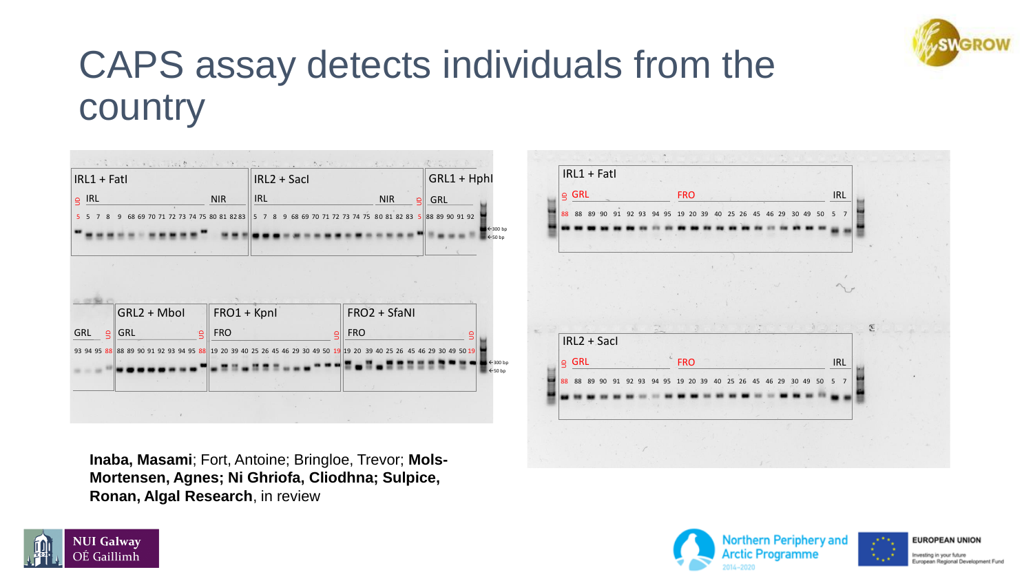# CAPS assay detects individuals from the country

IRL1 + FatI

UD IRL NIR

5 5 7 8 9 68 69 70 71 72 73 74 75 80 81 82 83

IRL2 + SacI

IRL NIR UD

5 7 8 9 68 69 70 71 72 73 74 75 80 81 82 83 5

GRL1 + HphI

GRL

88 89 90 91 92

←300 bp
←50 bp

GRL

93 94 95 88

GRL2 + MboI

UD GRL UD

88 89 90 91 92 93 94 95 88

FRO1 + KpnI

FRO UD

19 20 39 40 25 26 45 46 29 30 49 50 19

FRO2 + SfaNI

FRO UD

19 20 39 40 25 26 45 46 29 30 49 50 19

←300 bp
←50 bp

IRL1 + FatI

UD GRL FRO IRL

88 88 89 90 91 92 93 94 95 19 20 39 40 25 26 45 46 29 30 49 50 5 7

IRL2 + SacI

UD GRL FRO IRL

88 88 89 90 91 92 93 94 95 19 20 39 40 25 26 45 46 29 30 49 50 5 7

**Inaba, Masami**; Fort, Antoine; Bringloe, Trevor; **Mols-Mortensen, Agnes; Ni Ghriofa, Cliodhna; Sulpice, Ronan, Algal Research**, in review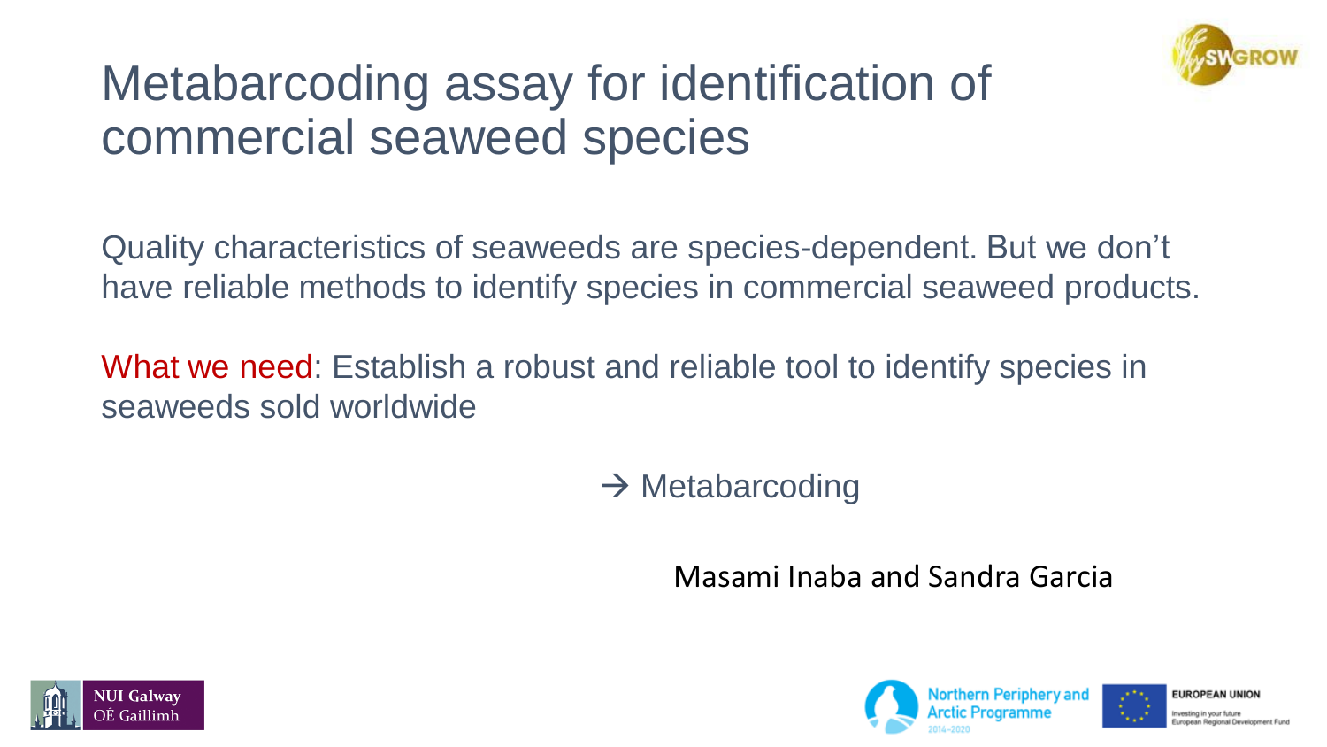# Metabarcoding assay for identification of commercial seaweed species

Quality characteristics of seaweeds are species-dependent. But we don't have reliable methods to identify species in commercial seaweed products.

What we need: Establish a robust and reliable tool to identify species in seaweeds sold worldwide

→ Metabarcoding

Masami Inaba and Sandra Garcia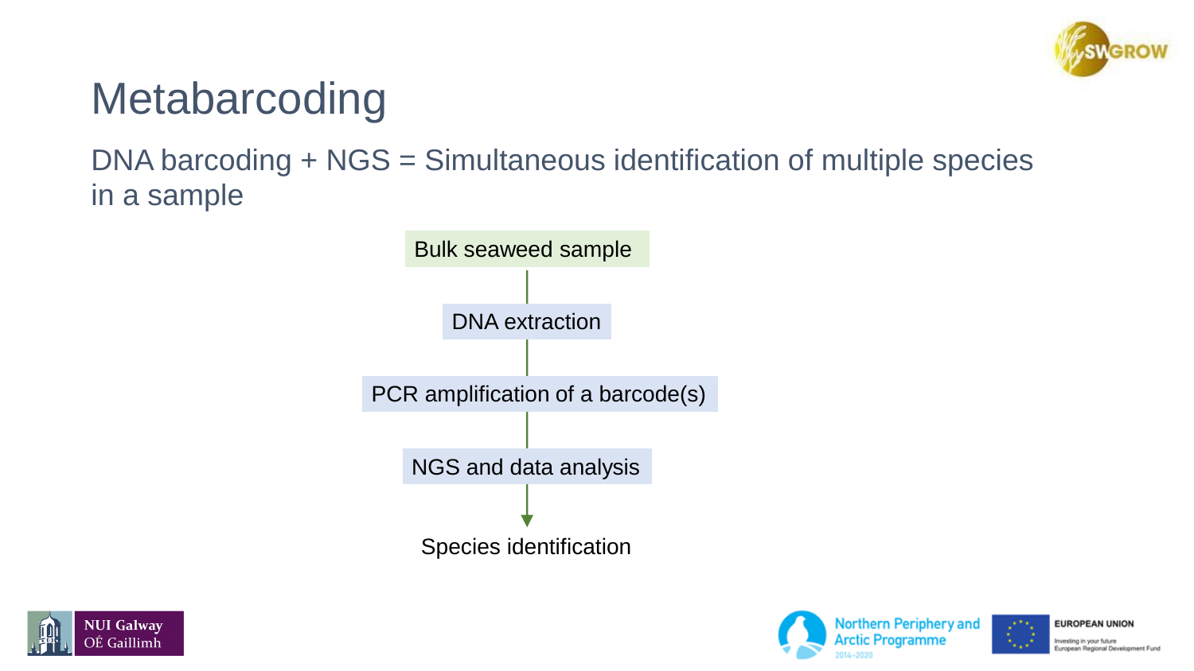# Metabarcoding

DNA barcoding + NGS = Simultaneous identification of multiple species in a sample

Bulk seaweed sample

↓

DNA extraction

↓

PCR amplification of a barcode(s)

↓

NGS and data analysis

↓

Species identification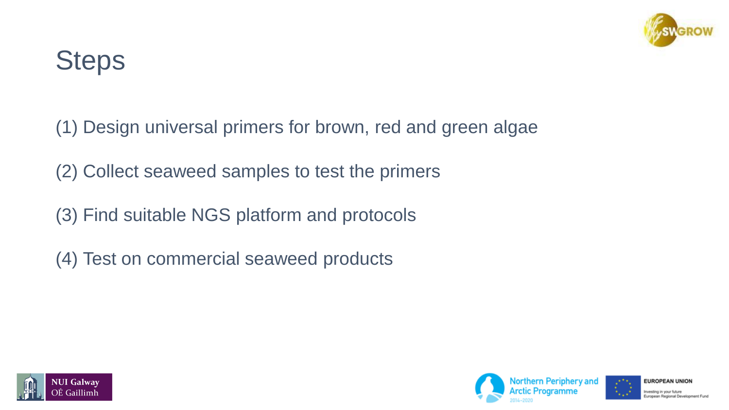# Steps

(1) Design universal primers for brown, red and green algae

(2) Collect seaweed samples to test the primers

(3) Find suitable NGS platform and protocols

(4) Test on commercial seaweed products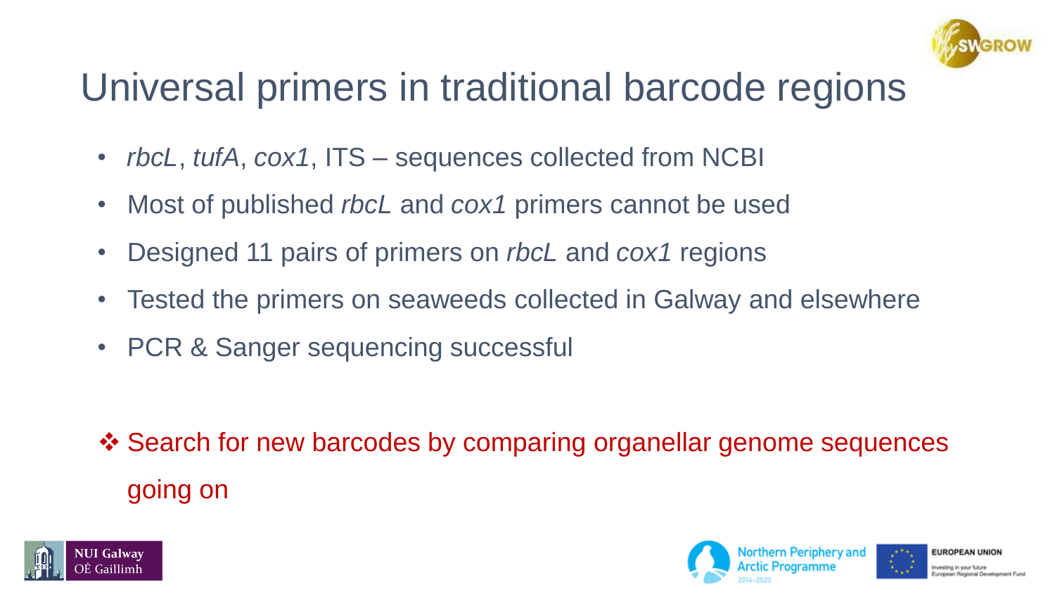# Universal primers in traditional barcode regions

- *rbcL*, *tufA*, *cox1*, ITS – sequences collected from NCBI
- Most of published *rbcL* and *cox1* primers cannot be used
- Designed 11 pairs of primers on *rbcL* and *cox1* regions
- Tested the primers on seaweeds collected in Galway and elsewhere
- PCR & Sanger sequencing successful

❖ Search for new barcodes by comparing organellar genome sequences going on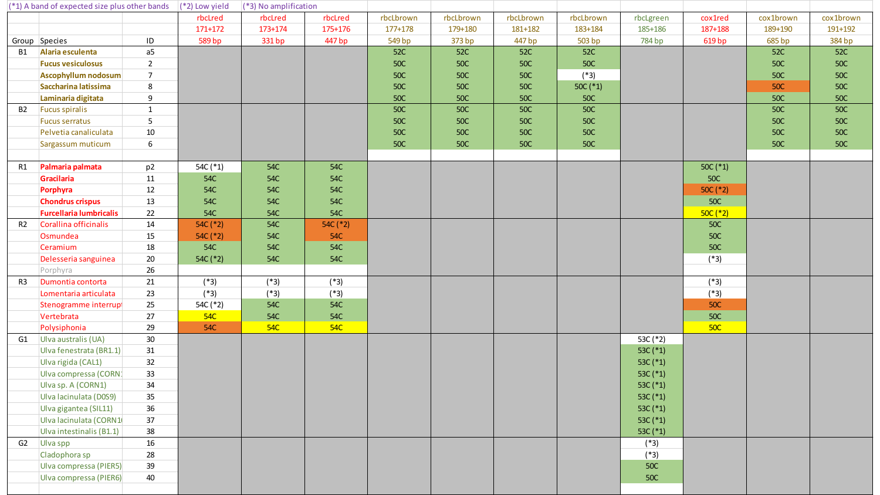(*1) A band of expected size plus other bands | (*2) Low yield | (*3) No amplification

| Group | Species | ID | rbcLred 171+172 589 bp | rbcLred 173+174 331 bp | rbcLred 175+176 447 bp | rbcLbrown 177+178 549 bp | rbcLbrown 179+180 373 bp | rbcLbrown 181+182 447 bp | rbcLbrown 183+184 503 bp | rbcLgreen 185+186 784 bp | cox1red 187+188 619 bp | cox1brown 189+190 685 bp | cox1brown 191+192 384 bp |
|---|---|---|---|---|---|---|---|---|---|---|---|---|---|
| B1 | **Alaria esculenta** | a5 | | | | 52C | 52C | 52C | 52C | | | 52C | 52C |
| | **Fucus vesiculosus** | 2 | | | | 50C | 50C | 50C | 50C | | | 50C | 50C |
| | **Ascophyllum nodosum** | 7 | | | | 50C | 50C | 50C | (*3) | | | 50C | 50C |
| | **Saccharina latissima** | 8 | | | | 50C | 50C | 50C | 50C (*1) | | | 50C | 50C |
| | **Laminaria digitata** | 9 | | | | 50C | 50C | 50C | 50C | | | 50C | 50C |
| B2 | Fucus spiralis | 1 | | | | 50C | 50C | 50C | 50C | | | 50C | 50C |
| | Fucus serratus | 5 | | | | 50C | 50C | 50C | 50C | | | 50C | 50C |
| | Pelvetia canaliculata | 10 | | | | 50C | 50C | 50C | 50C | | | 50C | 50C |
| | Sargassum muticum | 6 | | | | 50C | 50C | 50C | 50C | | | 50C | 50C |
| R1 | **Palmaria palmata** | p2 | 54C (*1) | 54C | 54C | | | | | | 50C (*1) | | |
| | **Gracilaria** | 11 | 54C | 54C | 54C | | | | | | 50C | | |
| | **Porphyra** | 12 | 54C | 54C | 54C | | | | | | 50C (*2) | | |
| | **Chondrus crispus** | 13 | 54C | 54C | 54C | | | | | | 50C | | |
| | **Furcellaria lumbricalis** | 22 | 54C | 54C | 54C | | | | | | 50C (*2) | | |
| R2 | Corallina officinalis | 14 | 54C (*2) | 54C | 54C (*2) | | | | | | 50C | | |
| | Osmundea | 15 | 54C (*2) | 54C | 54C | | | | | | 50C | | |
| | Ceramium | 18 | 54C | 54C | 54C | | | | | | 50C | | |
| | Delesseria sanguinea | 20 | 54C (*2) | 54C | 54C | | | | | | (*3) | | |
| | Porphyra | 26 | | | | | | | | | | | |
| R3 | Dumontia contorta | 21 | (*3) | (*3) | (*3) | | | | | | (*3) | | |
| | Lomentaria articulata | 23 | (*3) | (*3) | (*3) | | | | | | (*3) | | |
| | Stenogramme interrupt | 25 | 54C (*2) | 54C | 54C | | | | | | 50C | | |
| | Vertebrata | 27 | 54C | 54C | 54C | | | | | | 50C | | |
| | Polysiphonia | 29 | 54C | 54C | 54C | | | | | | 50C | | |
| G1 | Ulva australis (UA) | 30 | | | | | | | | 53C (*2) | | | |
| | Ulva fenestrata (BR1.1) | 31 | | | | | | | | 53C (*1) | | | |
| | Ulva rigida (CAL1) | 32 | | | | | | | | 53C (*1) | | | |
| | Ulva compressa (CORN1 | 33 | | | | | | | | 53C (*1) | | | |
| | Ulva sp. A (CORN1) | 34 | | | | | | | | 53C (*1) | | | |
| | Ulva lacinulata (D0S9) | 35 | | | | | | | | 53C (*1) | | | |
| | Ulva gigantea (SIL11) | 36 | | | | | | | | 53C (*1) | | | |
| | Ulva lacinulata (CORN1 | 37 | | | | | | | | 53C (*1) | | | |
| | Ulva intestinalis (B1.1) | 38 | | | | | | | | 53C (*1) | | | |
| G2 | Ulva spp | 16 | | | | | | | | (*3) | | | |
| | Cladophora sp | 28 | | | | | | | | (*3) | | | |
| | Ulva compressa (PIER5) | 39 | | | | | | | | 50C | | | |
| | Ulva compressa (PIER6) | 40 | | | | | | | | 50C | | | |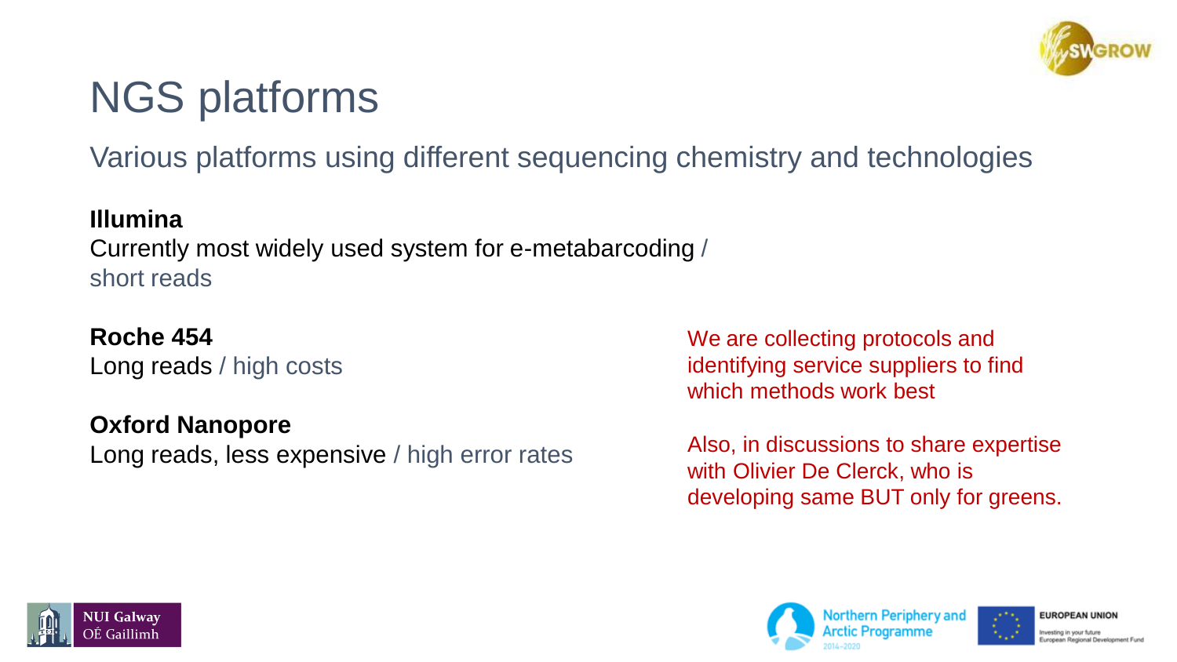# NGS platforms

Various platforms using different sequencing chemistry and technologies

**Illumina**
Currently most widely used system for e-metabarcoding / short reads

**Roche 454**
Long reads / high costs

**Oxford Nanopore**
Long reads, less expensive / high error rates

We are collecting protocols and identifying service suppliers to find which methods work best

Also, in discussions to share expertise with Olivier De Clerck, who is developing same BUT only for greens.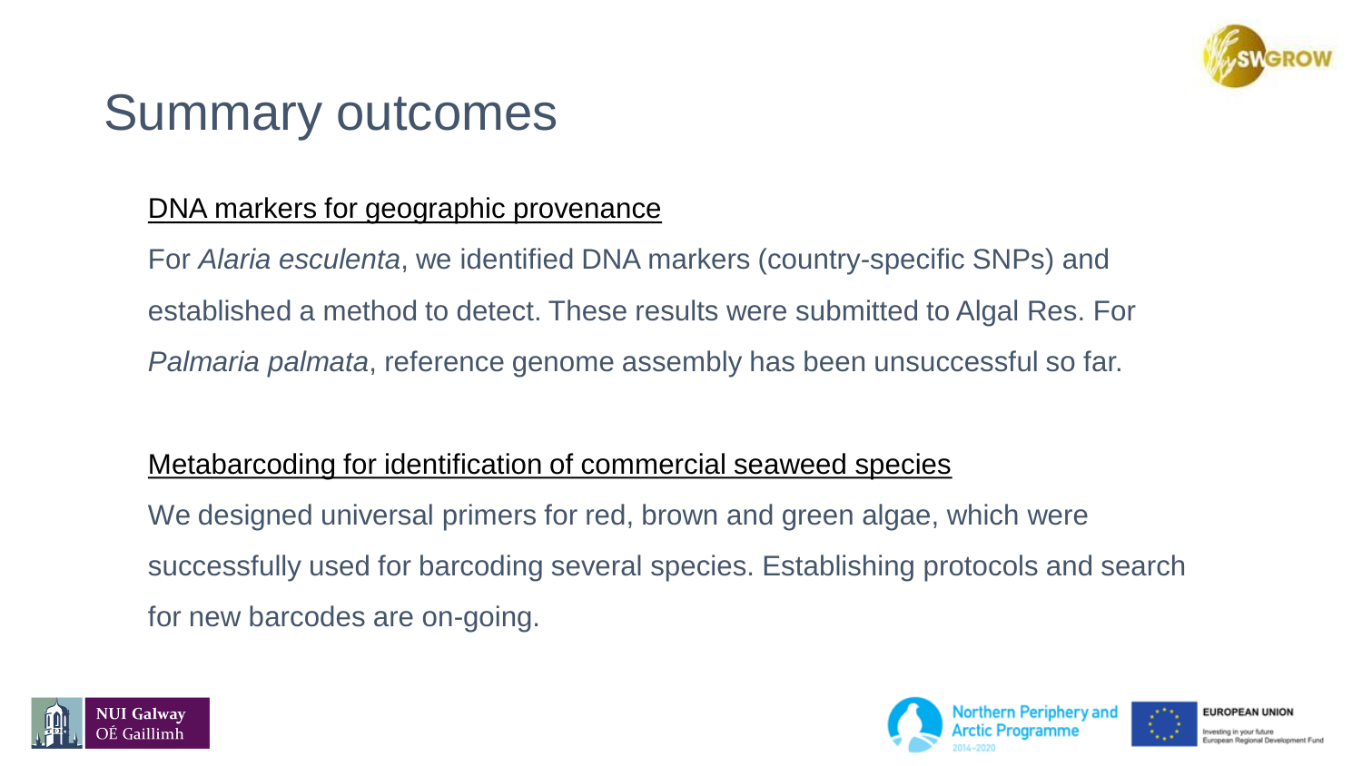# Summary outcomes

DNA markers for geographic provenance

For *Alaria esculenta*, we identified DNA markers (country-specific SNPs) and established a method to detect. These results were submitted to Algal Res. For *Palmaria palmata*, reference genome assembly has been unsuccessful so far.

Metabarcoding for identification of commercial seaweed species

We designed universal primers for red, brown and green algae, which were successfully used for barcoding several species. Establishing protocols and search for new barcodes are on-going.